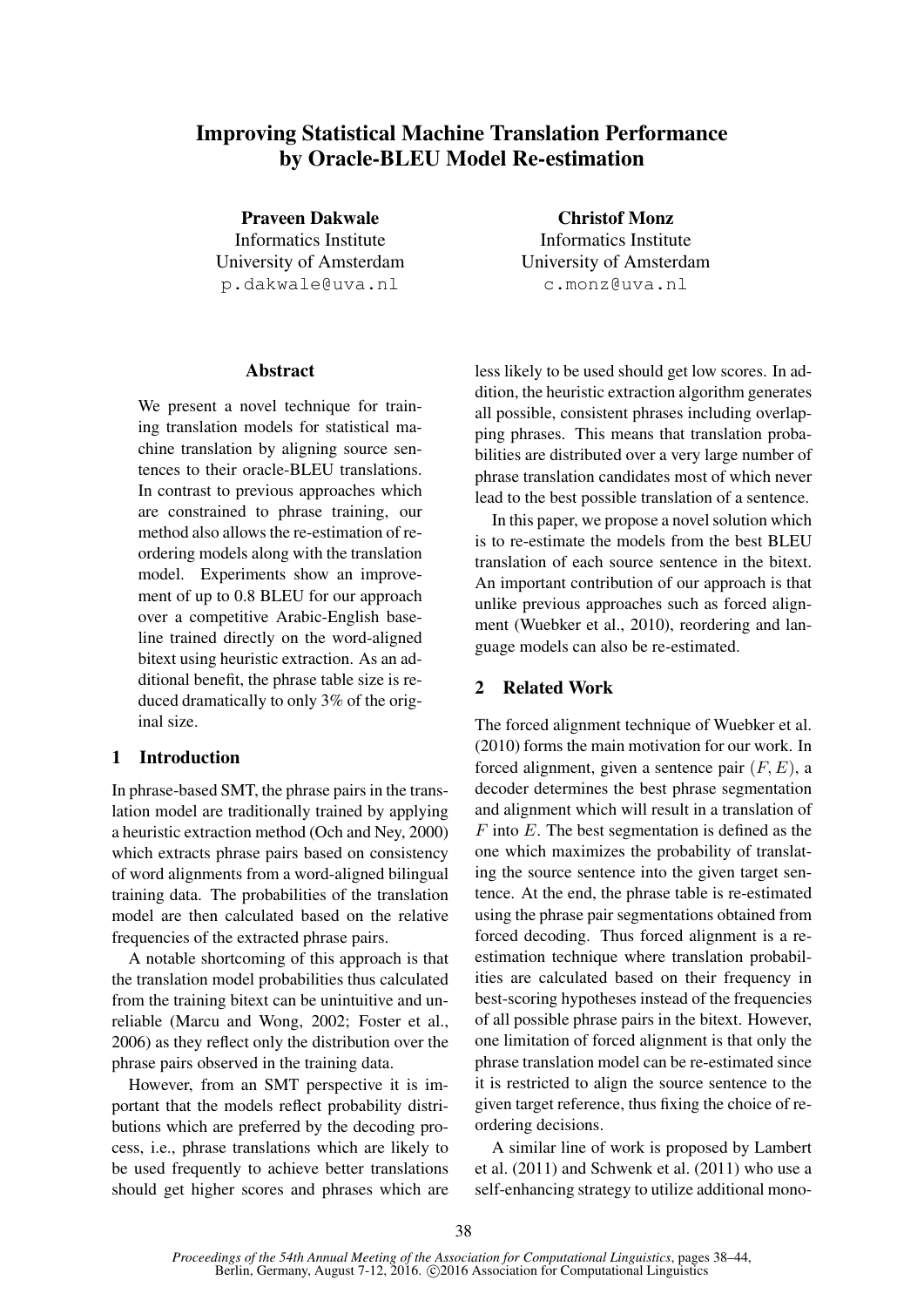# Improving Statistical Machine Translation Performance by Oracle-BLEU Model Re-estimation

**Praveen Dakwale**
Informatics Institute
University of Amsterdam
p.dakwale@uva.nl

**Christof Monz**
Informatics Institute
University of Amsterdam
c.monz@uva.nl

## Abstract

We present a novel technique for training translation models for statistical machine translation by aligning source sentences to their oracle-BLEU translations. In contrast to previous approaches which are constrained to phrase training, our method also allows the re-estimation of reordering models along with the translation model. Experiments show an improvement of up to 0.8 BLEU for our approach over a competitive Arabic-English baseline trained directly on the word-aligned bitext using heuristic extraction. As an additional benefit, the phrase table size is reduced dramatically to only 3% of the original size.

## 1 Introduction

In phrase-based SMT, the phrase pairs in the translation model are traditionally trained by applying a heuristic extraction method (Och and Ney, 2000) which extracts phrase pairs based on consistency of word alignments from a word-aligned bilingual training data. The probabilities of the translation model are then calculated based on the relative frequencies of the extracted phrase pairs.

A notable shortcoming of this approach is that the translation model probabilities thus calculated from the training bitext can be unintuitive and unreliable (Marcu and Wong, 2002; Foster et al., 2006) as they reflect only the distribution over the phrase pairs observed in the training data.

However, from an SMT perspective it is important that the models reflect probability distributions which are preferred by the decoding process, i.e., phrase translations which are likely to be used frequently to achieve better translations should get higher scores and phrases which are less likely to be used should get low scores. In addition, the heuristic extraction algorithm generates all possible, consistent phrases including overlapping phrases. This means that translation probabilities are distributed over a very large number of phrase translation candidates most of which never lead to the best possible translation of a sentence.

In this paper, we propose a novel solution which is to re-estimate the models from the best BLEU translation of each source sentence in the bitext. An important contribution of our approach is that unlike previous approaches such as forced alignment (Wuebker et al., 2010), reordering and language models can also be re-estimated.

## 2 Related Work

The forced alignment technique of Wuebker et al. (2010) forms the main motivation for our work. In forced alignment, given a sentence pair $(F, E)$, a decoder determines the best phrase segmentation and alignment which will result in a translation of $F$ into $E$. The best segmentation is defined as the one which maximizes the probability of translating the source sentence into the given target sentence. At the end, the phrase table is re-estimated using the phrase pair segmentations obtained from forced decoding. Thus forced alignment is a re-estimation technique where translation probabilities are calculated based on their frequency in best-scoring hypotheses instead of the frequencies of all possible phrase pairs in the bitext. However, one limitation of forced alignment is that only the phrase translation model can be re-estimated since it is restricted to align the source sentence to the given target reference, thus fixing the choice of reordering decisions.

A similar line of work is proposed by Lambert et al. (2011) and Schwenk et al. (2011) who use a self-enhancing strategy to utilize additional mono-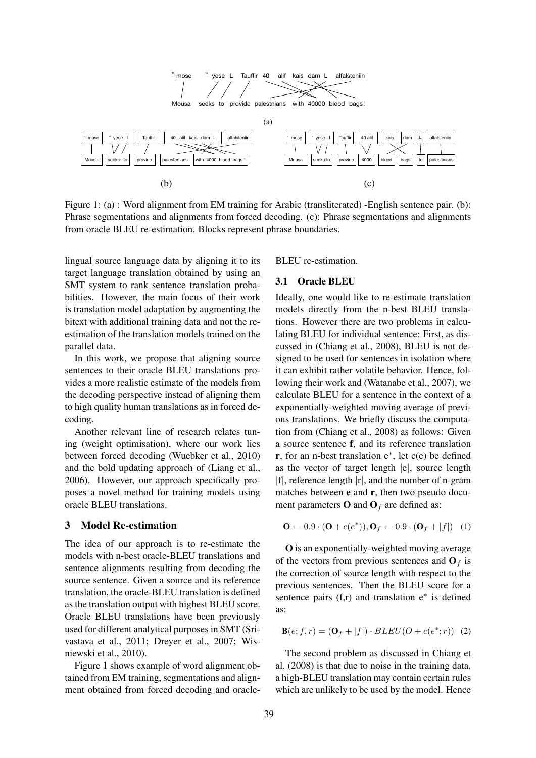Figure 1: (a) : Word alignment from EM training for Arabic (transliterated) -English sentence pair. (b): Phrase segmentations and alignments from forced decoding. (c): Phrase segmentations and alignments from oracle BLEU re-estimation. Blocks represent phrase boundaries.

lingual source language data by aligning it to its target language translation obtained by using an SMT system to rank sentence translation probabilities. However, the main focus of their work is translation model adaptation by augmenting the bitext with additional training data and not the re-estimation of the translation models trained on the parallel data.

In this work, we propose that aligning source sentences to their oracle BLEU translations provides a more realistic estimate of the models from the decoding perspective instead of aligning them to high quality human translations as in forced decoding.

Another relevant line of research relates tuning (weight optimisation), where our work lies between forced decoding (Wuebker et al., 2010) and the bold updating approach of (Liang et al., 2006). However, our approach specifically proposes a novel method for training models using oracle BLEU translations.

## 3 Model Re-estimation

The idea of our approach is to re-estimate the models with n-best oracle-BLEU translations and sentence alignments resulting from decoding the source sentence. Given a source and its reference translation, the oracle-BLEU translation is defined as the translation output with highest BLEU score. Oracle BLEU translations have been previously used for different analytical purposes in SMT (Srivastava et al., 2011; Dreyer et al., 2007; Wisniewski et al., 2010).

Figure 1 shows example of word alignment obtained from EM training, segmentations and alignment obtained from forced decoding and oracle-BLEU re-estimation.

### 3.1 Oracle BLEU

Ideally, one would like to re-estimate translation models directly from the n-best BLEU translations. However there are two problems in calculating BLEU for individual sentence: First, as discussed in (Chiang et al., 2008), BLEU is not designed to be used for sentences in isolation where it can exhibit rather volatile behavior. Hence, following their work and (Watanabe et al., 2007), we calculate BLEU for a sentence in the context of a exponentially-weighted moving average of previous translations. We briefly discuss the computation from (Chiang et al., 2008) as follows: Given a source sentence **f**, and its reference translation **r**, for an n-best translation $e^*$, let c(e) be defined as the vector of target length $|e|$, source length $|f|$, reference length $|r|$, and the number of n-gram matches between **e** and **r**, then two pseudo document parameters **O** and $\mathbf{O}_f$ are defined as:

$$\mathbf{O} \leftarrow 0.9 \cdot (\mathbf{O} + c(e^*)), \mathbf{O}_f \leftarrow 0.9 \cdot (\mathbf{O}_f + |f|) \quad (1)$$

**O** is an exponentially-weighted moving average of the vectors from previous sentences and $\mathbf{O}_f$ is the correction of source length with respect to the previous sentences. Then the BLEU score for a sentence pairs (f,r) and translation $e^*$ is defined as:

$$\mathbf{B}(e; f, r) = (\mathbf{O}_f + |f|) \cdot BLEU(O + c(e^*; r)) \quad (2)$$

The second problem as discussed in Chiang et al. (2008) is that due to noise in the training data, a high-BLEU translation may contain certain rules which are unlikely to be used by the model. Hence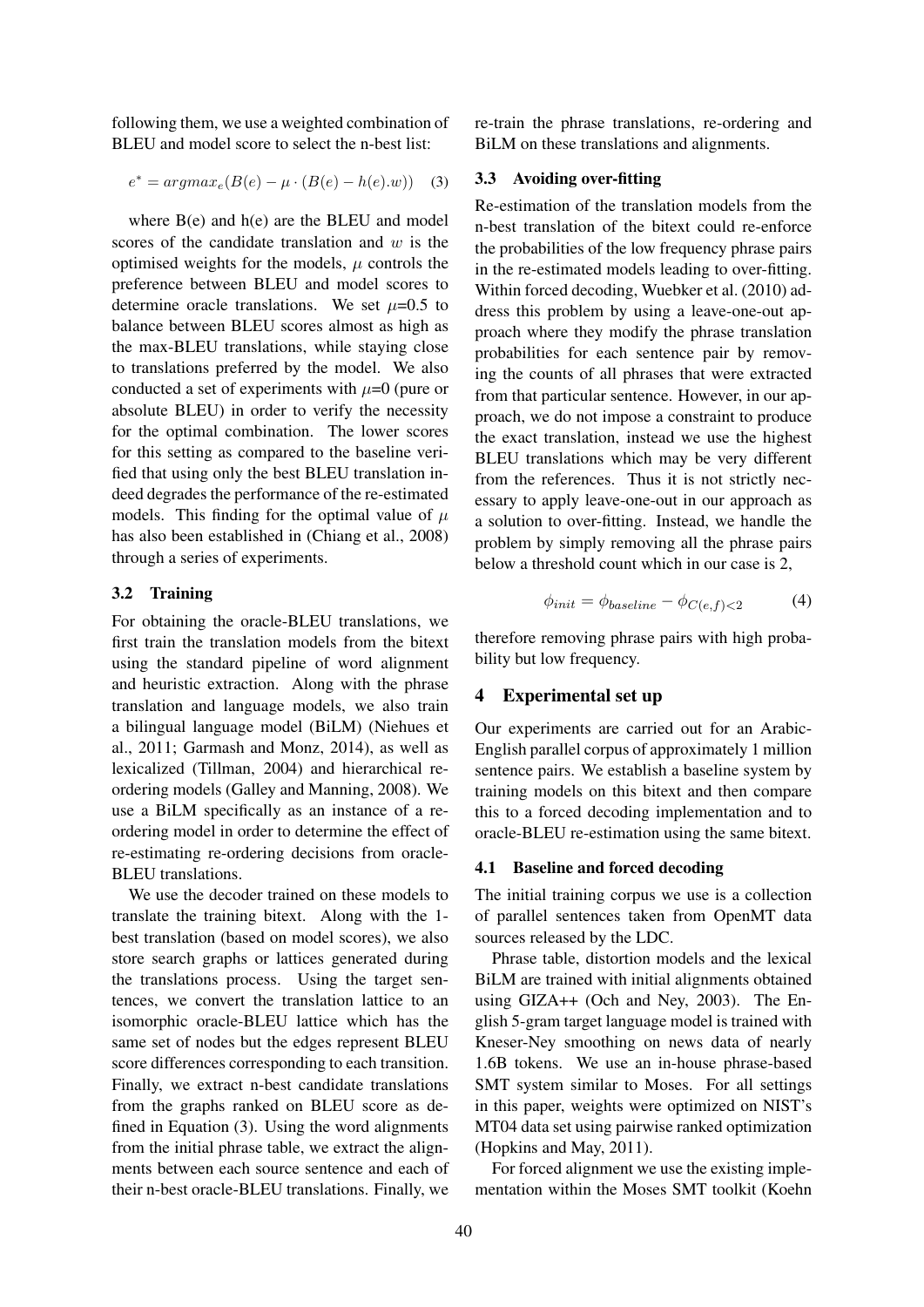following them, we use a weighted combination of BLEU and model score to select the n-best list:

$$e^{*} = argmax_{e}(B(e) - \mu \cdot (B(e) - h(e).w)) \quad (3)$$

where B(e) and h(e) are the BLEU and model scores of the candidate translation and $w$ is the optimised weights for the models, $\mu$ controls the preference between BLEU and model scores to determine oracle translations. We set $\mu$=0.5 to balance between BLEU scores almost as high as the max-BLEU translations, while staying close to translations preferred by the model. We also conducted a set of experiments with $\mu$=0 (pure or absolute BLEU) in order to verify the necessity for the optimal combination. The lower scores for this setting as compared to the baseline verified that using only the best BLEU translation indeed degrades the performance of the re-estimated models. This finding for the optimal value of $\mu$ has also been established in (Chiang et al., 2008) through a series of experiments.

### 3.2 Training

For obtaining the oracle-BLEU translations, we first train the translation models from the bitext using the standard pipeline of word alignment and heuristic extraction. Along with the phrase translation and language models, we also train a bilingual language model (BiLM) (Niehues et al., 2011; Garmash and Monz, 2014), as well as lexicalized (Tillman, 2004) and hierarchical reordering models (Galley and Manning, 2008). We use a BiLM specifically as an instance of a reordering model in order to determine the effect of re-estimating re-ordering decisions from oracle-BLEU translations.

We use the decoder trained on these models to translate the training bitext. Along with the 1-best translation (based on model scores), we also store search graphs or lattices generated during the translations process. Using the target sentences, we convert the translation lattice to an isomorphic oracle-BLEU lattice which has the same set of nodes but the edges represent BLEU score differences corresponding to each transition. Finally, we extract n-best candidate translations from the graphs ranked on BLEU score as defined in Equation (3). Using the word alignments from the initial phrase table, we extract the alignments between each source sentence and each of their n-best oracle-BLEU translations. Finally, we re-train the phrase translations, re-ordering and BiLM on these translations and alignments.

### 3.3 Avoiding over-fitting

Re-estimation of the translation models from the n-best translation of the bitext could re-enforce the probabilities of the low frequency phrase pairs in the re-estimated models leading to over-fitting. Within forced decoding, Wuebker et al. (2010) address this problem by using a leave-one-out approach where they modify the phrase translation probabilities for each sentence pair by removing the counts of all phrases that were extracted from that particular sentence. However, in our approach, we do not impose a constraint to produce the exact translation, instead we use the highest BLEU translations which may be very different from the references. Thus it is not strictly necessary to apply leave-one-out in our approach as a solution to over-fitting. Instead, we handle the problem by simply removing all the phrase pairs below a threshold count which in our case is 2,

$$\phi_{init} = \phi_{baseline} - \phi_{C(e,f)<2} \quad (4)$$

therefore removing phrase pairs with high probability but low frequency.

## 4 Experimental set up

Our experiments are carried out for an Arabic-English parallel corpus of approximately 1 million sentence pairs. We establish a baseline system by training models on this bitext and then compare this to a forced decoding implementation and to oracle-BLEU re-estimation using the same bitext.

### 4.1 Baseline and forced decoding

The initial training corpus we use is a collection of parallel sentences taken from OpenMT data sources released by the LDC.

Phrase table, distortion models and the lexical BiLM are trained with initial alignments obtained using GIZA++ (Och and Ney, 2003). The English 5-gram target language model is trained with Kneser-Ney smoothing on news data of nearly 1.6B tokens. We use an in-house phrase-based SMT system similar to Moses. For all settings in this paper, weights were optimized on NIST's MT04 data set using pairwise ranked optimization (Hopkins and May, 2011).

For forced alignment we use the existing implementation within the Moses SMT toolkit (Koehn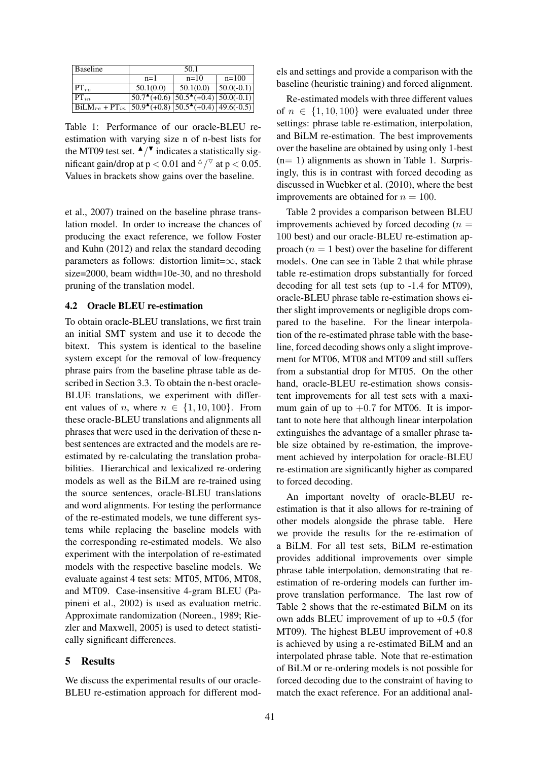| Baseline | 50.1 | | |
|---|---|---|---|
| | n=1 | n=10 | n=100 |
| $PT_{re}$ | 50.1(0.0) | 50.1(0.0) | 50.0(-0.1) |
| $PT_{in}$ | 50.7$^{\blacktriangle}$(+0.6) | 50.5$^{\blacktriangle}$(+0.4) | 50.0(-0.1) |
| $BiLM_{re}$ + $PT_{in}$ | 50.9$^{\blacktriangle}$(+0.8) | 50.5$^{\blacktriangle}$(+0.4) | 49.6(-0.5) |

Table 1: Performance of our oracle-BLEU re-estimation with varying size n of n-best lists for the MT09 test set. $^{\blacktriangle}/^{\blacktriangledown}$ indicates a statistically significant gain/drop at $p < 0.01$ and $^{\vartriangle}/^{\triangledown}$ at $p < 0.05$. Values in brackets show gains over the baseline.

et al., 2007) trained on the baseline phrase translation model. In order to increase the chances of producing the exact reference, we follow Foster and Kuhn (2012) and relax the standard decoding parameters as follows: distortion limit=$\infty$, stack size=2000, beam width=10e-30, and no threshold pruning of the translation model.

### 4.2 Oracle BLEU re-estimation

To obtain oracle-BLEU translations, we first train an initial SMT system and use it to decode the bitext. This system is identical to the baseline system except for the removal of low-frequency phrase pairs from the baseline phrase table as described in Section 3.3. To obtain the n-best oracle-BLUE translations, we experiment with different values of $n$, where $n \in \{1, 10, 100\}$. From these oracle-BLEU translations and alignments all phrases that were used in the derivation of these n-best sentences are extracted and the models are re-estimated by re-calculating the translation probabilities. Hierarchical and lexicalized re-ordering models as well as the BiLM are re-trained using the source sentences, oracle-BLEU translations and word alignments. For testing the performance of the re-estimated models, we tune different systems while replacing the baseline models with the corresponding re-estimated models. We also experiment with the interpolation of re-estimated models with the respective baseline models. We evaluate against 4 test sets: MT05, MT06, MT08, and MT09. Case-insensitive 4-gram BLEU (Papineni et al., 2002) is used as evaluation metric. Approximate randomization (Noreen., 1989; Riezler and Maxwell, 2005) is used to detect statistically significant differences.

## 5 Results

We discuss the experimental results of our oracle-BLEU re-estimation approach for different models and settings and provide a comparison with the baseline (heuristic training) and forced alignment.

Re-estimated models with three different values of $n \in \{1, 10, 100\}$ were evaluated under three settings: phrase table re-estimation, interpolation, and BiLM re-estimation. The best improvements over the baseline are obtained by using only 1-best (n= 1) alignments as shown in Table 1. Surprisingly, this is in contrast with forced decoding as discussed in Wuebker et al. (2010), where the best improvements are obtained for $n = 100$.

Table 2 provides a comparison between BLEU improvements achieved by forced decoding ($n = 100$ best) and our oracle-BLEU re-estimation approach ($n = 1$ best) over the baseline for different models. One can see in Table 2 that while phrase table re-estimation drops substantially for forced decoding for all test sets (up to -1.4 for MT09), oracle-BLEU phrase table re-estimation shows either slight improvements or negligible drops compared to the baseline. For the linear interpolation of the re-estimated phrase table with the baseline, forced decoding shows only a slight improvement for MT06, MT08 and MT09 and still suffers from a substantial drop for MT05. On the other hand, oracle-BLEU re-estimation shows consistent improvements for all test sets with a maximum gain of up to $+0.7$ for MT06. It is important to note here that although linear interpolation extinguishes the advantage of a smaller phrase table size obtained by re-estimation, the improvement achieved by interpolation for oracle-BLEU re-estimation are significantly higher as compared to forced decoding.

An important novelty of oracle-BLEU re-estimation is that it also allows for re-training of other models alongside the phrase table. Here we provide the results for the re-estimation of a BiLM. For all test sets, BiLM re-estimation provides additional improvements over simple phrase table interpolation, demonstrating that re-estimation of re-ordering models can further improve translation performance. The last row of Table 2 shows that the re-estimated BiLM on its own adds BLEU improvement of up to +0.5 (for MT09). The highest BLEU improvement of +0.8 is achieved by using a re-estimated BiLM and an interpolated phrase table. Note that re-estimation of BiLM or re-ordering models is not possible for forced decoding due to the constraint of having to match the exact reference. For an additional anal-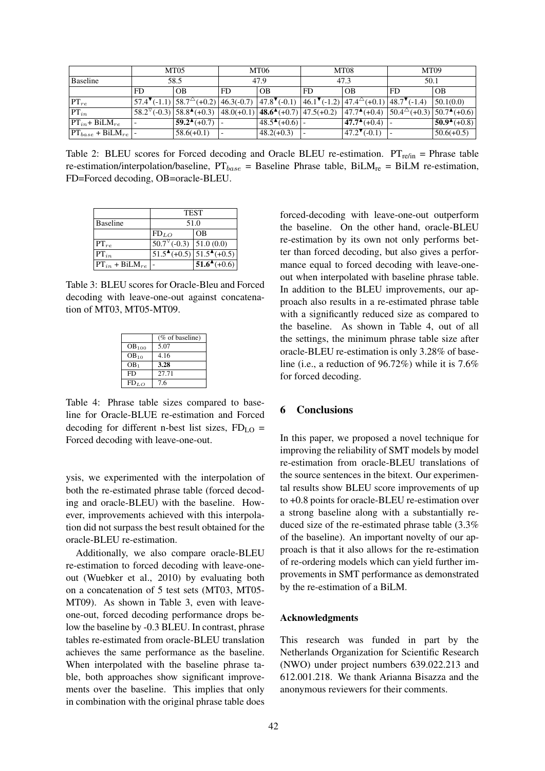| | MT05 | | MT06 | | MT08 | | MT09 | |
|---|---|---|---|---|---|---|---|---|
| Baseline | 58.5 | | 47.9 | | 47.3 | | 50.1 | |
| | FD | OB | FD | OB | FD | OB | FD | OB |
| $PT_{re}$ | $57.4^{▼}$(-1.1) | $58.7^{△}$(+0.2) | 46.3(-0.7) | $47.8^{▼}$(-0.1) | $46.1^{▼}$(-1.2) | $47.4^{△}$(+0.1) | $48.7^{▼}$(-1.4) | 50.1(0.0) |
| $PT_{in}$ | $58.2^{▽}$(-0.3) | $58.8^{▲}$(+0.3) | 48.0(+0.1) | **$48.6^{▲}$**(+0.7) | 47.5(+0.2) | $47.7^{▲}$(+0.4) | $50.4^{△}$(+0.3) | $50.7^{▲}$(+0.6) |
| $PT_{in}$+ $BiLM_{re}$ | - | **$59.2^{▲}$**(+0.7) | - | $48.5^{▲}$(+0.6) | - | **$47.7^{▲}$**(+0.4) | - | **$50.9^{▲}$**(+0.8) |
| $PT_{base}$ + $BiLM_{re}$ | - | 58.6(+0.1) | - | 48.2(+0.3) | - | $47.2^{▼}$(-0.1) | - | 50.6(+0.5) |

Table 2: BLEU scores for Forced decoding and Oracle BLEU re-estimation. $PT_{re/in}$ = Phrase table re-estimation/interpolation/baseline, $PT_{base}$ = Baseline Phrase table, $BiLM_{re}$ = BiLM re-estimation, FD=Forced decoding, OB=oracle-BLEU.

| | TEST | |
|---|---|---|
| Baseline | 51.0 | |
| | $FD_{LO}$ | OB |
| $PT_{re}$ | $50.7^{▽}$(-0.3) | 51.0 (0.0) |
| $PT_{in}$ | $51.5^{▲}$(+0.5) | $51.5^{▲}$(+0.5) |
| $PT_{in}$ + $BiLM_{re}$ | - | **$51.6^{▲}$**(+0.6) |

Table 3: BLEU scores for Oracle-Bleu and Forced decoding with leave-one-out against concatenation of MT03, MT05-MT09.

| | (% of baseline) |
|---|---|
| $OB_{100}$ | 5.07 |
| $OB_{10}$ | 4.16 |
| $OB_{1}$ | **3.28** |
| FD | 27.71 |
| $FD_{LO}$ | 7.6 |

Table 4: Phrase table sizes compared to baseline for Oracle-BLUE re-estimation and Forced decoding for different n-best list sizes, $FD_{LO}$ = Forced decoding with leave-one-out.

ysis, we experimented with the interpolation of both the re-estimated phrase table (forced decoding and oracle-BLEU) with the baseline. However, improvements achieved with this interpolation did not surpass the best result obtained for the oracle-BLEU re-estimation.

Additionally, we also compare oracle-BLEU re-estimation to forced decoding with leave-one-out (Wuebker et al., 2010) by evaluating both on a concatenation of 5 test sets (MT03, MT05-MT09). As shown in Table 3, even with leave-one-out, forced decoding performance drops below the baseline by -0.3 BLEU. In contrast, phrase tables re-estimated from oracle-BLEU translation achieves the same performance as the baseline. When interpolated with the baseline phrase table, both approaches show significant improvements over the baseline. This implies that only in combination with the original phrase table does forced-decoding with leave-one-out outperform the baseline. On the other hand, oracle-BLEU re-estimation by its own not only performs better than forced decoding, but also gives a performance equal to forced decoding with leave-one-out when interpolated with baseline phrase table. In addition to the BLEU improvements, our approach also results in a re-estimated phrase table with a significantly reduced size as compared to the baseline. As shown in Table 4, out of all the settings, the minimum phrase table size after oracle-BLEU re-estimation is only 3.28% of baseline (i.e., a reduction of 96.72%) while it is 7.6% for forced decoding.

## 6 Conclusions

In this paper, we proposed a novel technique for improving the reliability of SMT models by model re-estimation from oracle-BLEU translations of the source sentences in the bitext. Our experimental results show BLEU score improvements of up to +0.8 points for oracle-BLEU re-estimation over a strong baseline along with a substantially reduced size of the re-estimated phrase table (3.3% of the baseline). An important novelty of our approach is that it also allows for the re-estimation of re-ordering models which can yield further improvements in SMT performance as demonstrated by the re-estimation of a BiLM.

### Acknowledgments

This research was funded in part by the Netherlands Organization for Scientific Research (NWO) under project numbers 639.022.213 and 612.001.218. We thank Arianna Bisazza and the anonymous reviewers for their comments.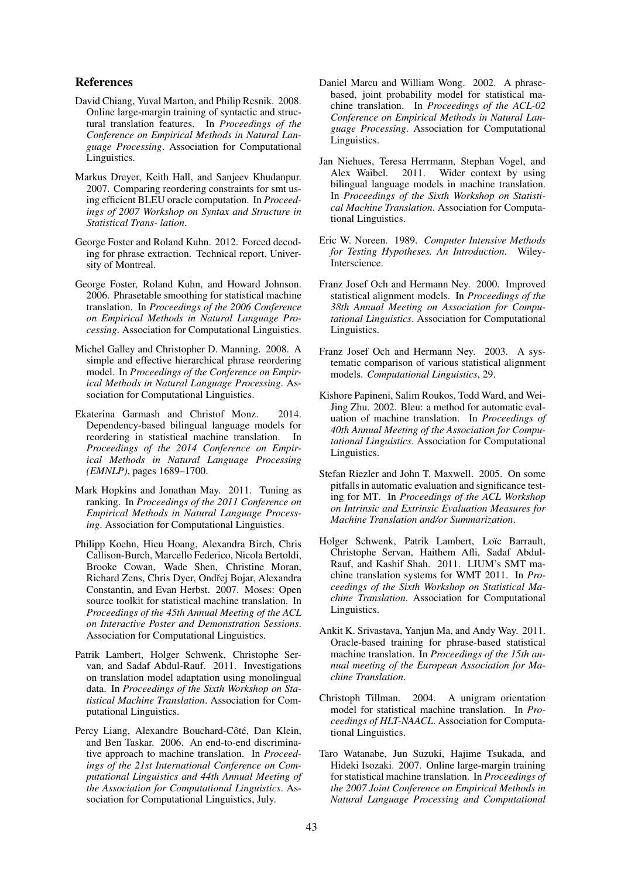## References

David Chiang, Yuval Marton, and Philip Resnik. 2008. Online large-margin training of syntactic and structural translation features. In *Proceedings of the Conference on Empirical Methods in Natural Language Processing*. Association for Computational Linguistics.

Markus Dreyer, Keith Hall, and Sanjeev Khudanpur. 2007. Comparing reordering constraints for smt using efficient BLEU oracle computation. In *Proceedings of 2007 Workshop on Syntax and Structure in Statistical Trans- lation*.

George Foster and Roland Kuhn. 2012. Forced decoding for phrase extraction. Technical report, University of Montreal.

George Foster, Roland Kuhn, and Howard Johnson. 2006. Phrasetable smoothing for statistical machine translation. In *Proceedings of the 2006 Conference on Empirical Methods in Natural Language Processing*. Association for Computational Linguistics.

Michel Galley and Christopher D. Manning. 2008. A simple and effective hierarchical phrase reordering model. In *Proceedings of the Conference on Empirical Methods in Natural Language Processing*. Association for Computational Linguistics.

Ekaterina Garmash and Christof Monz. 2014. Dependency-based bilingual language models for reordering in statistical machine translation. In *Proceedings of the 2014 Conference on Empirical Methods in Natural Language Processing (EMNLP)*, pages 1689–1700.

Mark Hopkins and Jonathan May. 2011. Tuning as ranking. In *Proceedings of the 2011 Conference on Empirical Methods in Natural Language Processing*. Association for Computational Linguistics.

Philipp Koehn, Hieu Hoang, Alexandra Birch, Chris Callison-Burch, Marcello Federico, Nicola Bertoldi, Brooke Cowan, Wade Shen, Christine Moran, Richard Zens, Chris Dyer, Ondřej Bojar, Alexandra Constantin, and Evan Herbst. 2007. Moses: Open source toolkit for statistical machine translation. In *Proceedings of the 45th Annual Meeting of the ACL on Interactive Poster and Demonstration Sessions*. Association for Computational Linguistics.

Patrik Lambert, Holger Schwenk, Christophe Servan, and Sadaf Abdul-Rauf. 2011. Investigations on translation model adaptation using monolingual data. In *Proceedings of the Sixth Workshop on Statistical Machine Translation*. Association for Computational Linguistics.

Percy Liang, Alexandre Bouchard-Côté, Dan Klein, and Ben Taskar. 2006. An end-to-end discriminative approach to machine translation. In *Proceedings of the 21st International Conference on Computational Linguistics and 44th Annual Meeting of the Association for Computational Linguistics*. Association for Computational Linguistics, July.

Daniel Marcu and William Wong. 2002. A phrase-based, joint probability model for statistical machine translation. In *Proceedings of the ACL-02 Conference on Empirical Methods in Natural Language Processing*. Association for Computational Linguistics.

Jan Niehues, Teresa Herrmann, Stephan Vogel, and Alex Waibel. 2011. Wider context by using bilingual language models in machine translation. In *Proceedings of the Sixth Workshop on Statistical Machine Translation*. Association for Computational Linguistics.

Eric W. Noreen. 1989. *Computer Intensive Methods for Testing Hypotheses. An Introduction*. Wiley-Interscience.

Franz Josef Och and Hermann Ney. 2000. Improved statistical alignment models. In *Proceedings of the 38th Annual Meeting on Association for Computational Linguistics*. Association for Computational Linguistics.

Franz Josef Och and Hermann Ney. 2003. A systematic comparison of various statistical alignment models. *Computational Linguistics*, 29.

Kishore Papineni, Salim Roukos, Todd Ward, and Wei-Jing Zhu. 2002. Bleu: a method for automatic evaluation of machine translation. In *Proceedings of 40th Annual Meeting of the Association for Computational Linguistics*. Association for Computational Linguistics.

Stefan Riezler and John T. Maxwell. 2005. On some pitfalls in automatic evaluation and significance testing for MT. In *Proceedings of the ACL Workshop on Intrinsic and Extrinsic Evaluation Measures for Machine Translation and/or Summarization*.

Holger Schwenk, Patrik Lambert, Loïc Barrault, Christophe Servan, Haithem Afli, Sadaf Abdul-Rauf, and Kashif Shah. 2011. LIUM's SMT machine translation systems for WMT 2011. In *Proceedings of the Sixth Workshop on Statistical Machine Translation*. Association for Computational Linguistics.

Ankit K. Srivastava, Yanjun Ma, and Andy Way. 2011. Oracle-based training for phrase-based statistical machine translation. In *Proceedings of the 15th annual meeting of the European Association for Machine Translation*.

Christoph Tillman. 2004. A unigram orientation model for statistical machine translation. In *Proceedings of HLT-NAACL*. Association for Computational Linguistics.

Taro Watanabe, Jun Suzuki, Hajime Tsukada, and Hideki Isozaki. 2007. Online large-margin training for statistical machine translation. In *Proceedings of the 2007 Joint Conference on Empirical Methods in Natural Language Processing and Computational*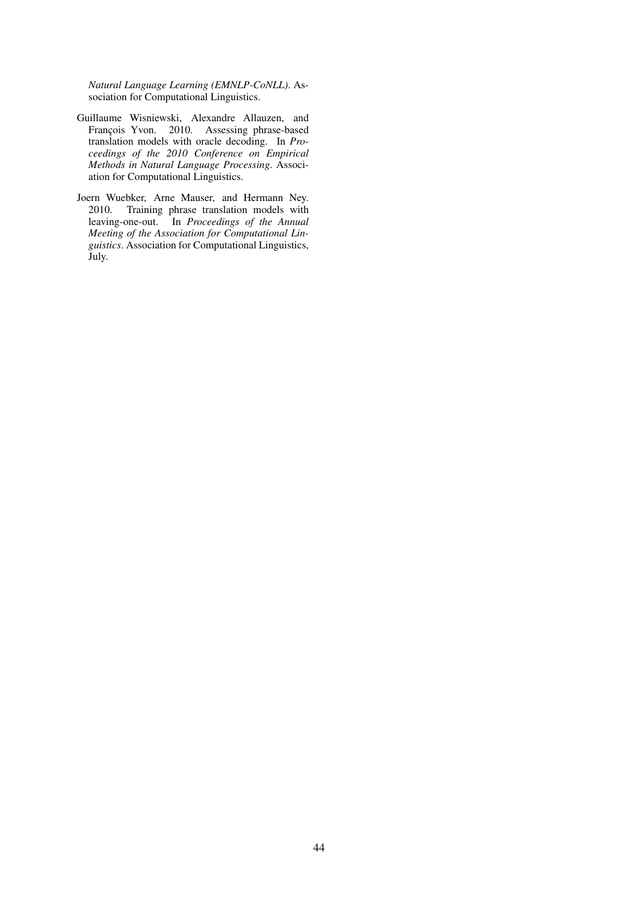*Natural Language Learning (EMNLP-CoNLL)*. Association for Computational Linguistics.

Guillaume Wisniewski, Alexandre Allauzen, and François Yvon. 2010. Assessing phrase-based translation models with oracle decoding. In *Proceedings of the 2010 Conference on Empirical Methods in Natural Language Processing*. Association for Computational Linguistics.

Joern Wuebker, Arne Mauser, and Hermann Ney. 2010. Training phrase translation models with leaving-one-out. In *Proceedings of the Annual Meeting of the Association for Computational Linguistics*. Association for Computational Linguistics, July.